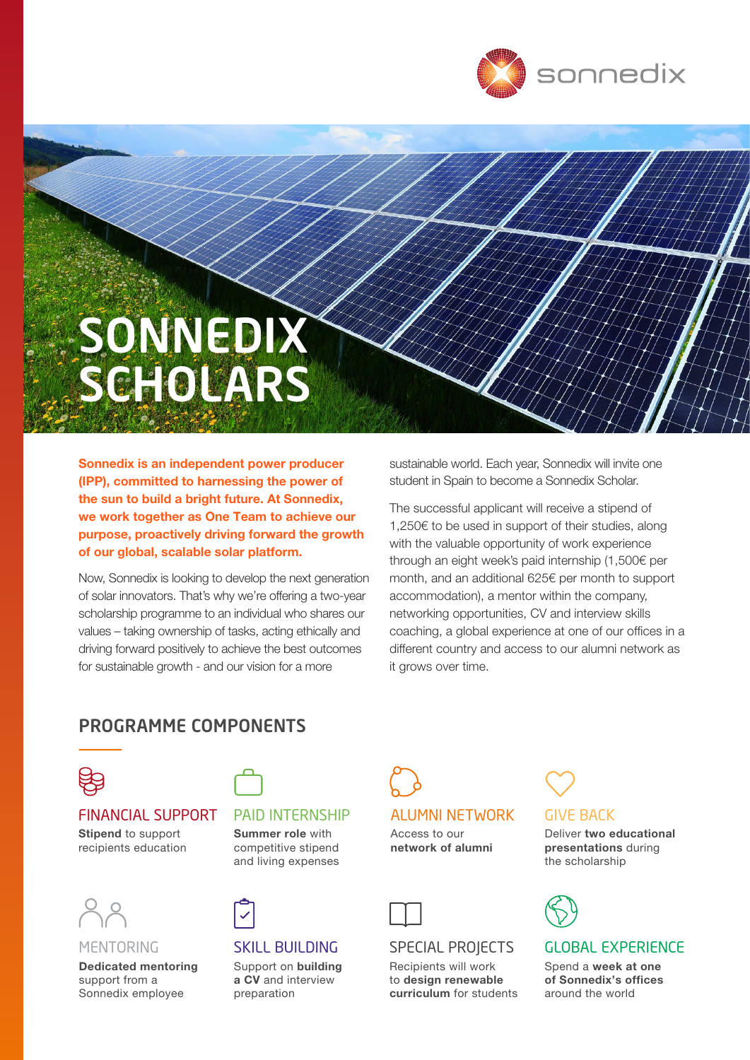# SONNEDIX SCHOLARS

**Sonnedix is an independent power producer (IPP), committed to harnessing the power of the sun to build a bright future. At Sonnedix, we work together as One Team to achieve our purpose, proactively driving forward the growth of our global, scalable solar platform.**

Now, Sonnedix is looking to develop the next generation of solar innovators. That's why we're offering a two-year scholarship programme to an individual who shares our values – taking ownership of tasks, acting ethically and driving forward positively to achieve the best outcomes for sustainable growth - and our vision for a more sustainable world. Each year, Sonnedix will invite one student in Spain to become a Sonnedix Scholar.

The successful applicant will receive a stipend of 1,250€ to be used in support of their studies, along with the valuable opportunity of work experience through an eight week's paid internship (1,500€ per month, and an additional 625€ per month to support accommodation), a mentor within the company, networking opportunities, CV and interview skills coaching, a global experience at one of our offices in a different country and access to our alumni network as it grows over time.

## PROGRAMME COMPONENTS

### FINANCIAL SUPPORT
**Stipend** to support recipients education

### PAID INTERNSHIP
**Summer role** with competitive stipend and living expenses

### ALUMNI NETWORK
Access to our **network of alumni**

### GIVE BACK
Deliver **two educational presentations** during the scholarship

### MENTORING
**Dedicated mentoring** support from a Sonnedix employee

### SKILL BUILDING
Support on **building a CV** and interview preparation

### SPECIAL PROJECTS
Recipients will work to **design renewable curriculum** for students

### GLOBAL EXPERIENCE
Spend a **week at one of Sonnedix's offices** around the world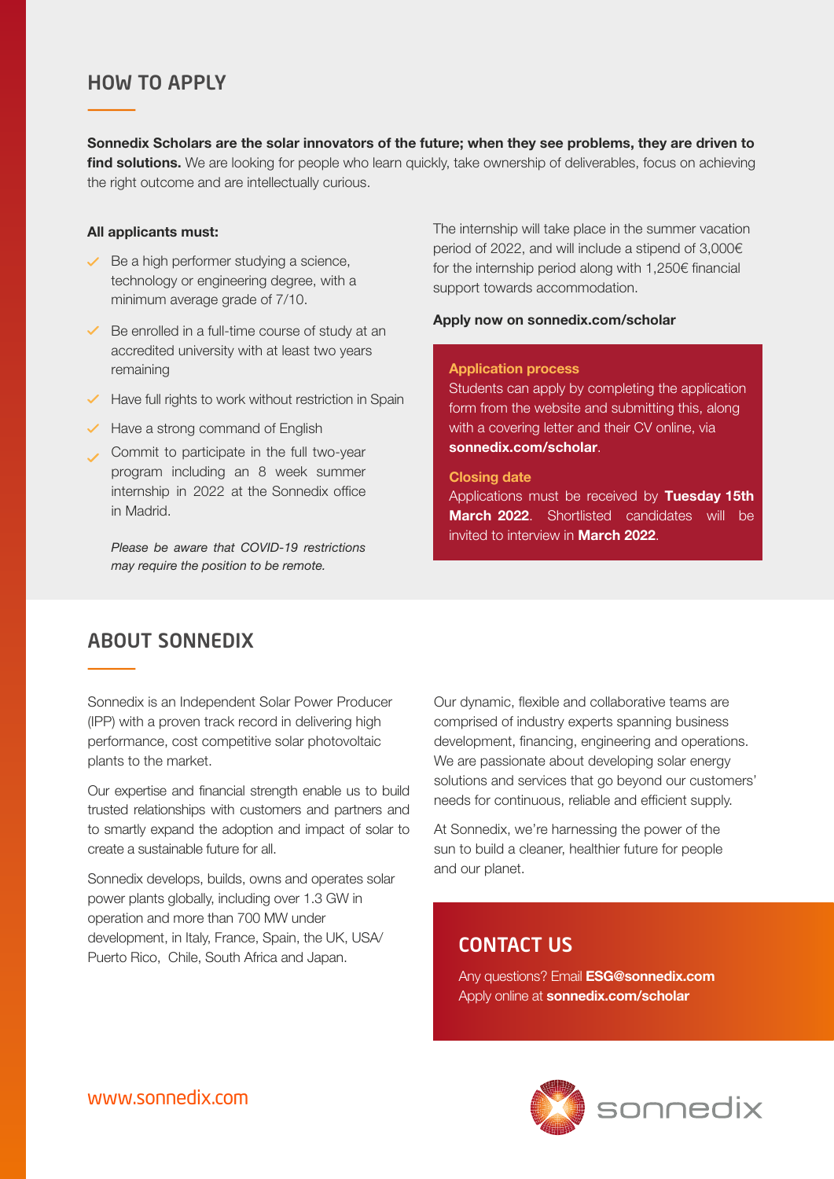## HOW TO APPLY

**Sonnedix Scholars are the solar innovators of the future; when they see problems, they are driven to find solutions.** We are looking for people who learn quickly, take ownership of deliverables, focus on achieving the right outcome and are intellectually curious.

**All applicants must:**

- Be a high performer studying a science, technology or engineering degree, with a minimum average grade of 7/10.
- Be enrolled in a full-time course of study at an accredited university with at least two years remaining
- Have full rights to work without restriction in Spain
- Have a strong command of English
- Commit to participate in the full two-year program including an 8 week summer internship in 2022 at the Sonnedix office in Madrid.

*Please be aware that COVID-19 restrictions may require the position to be remote.*

The internship will take place in the summer vacation period of 2022, and will include a stipend of 3,000€ for the internship period along with 1,250€ financial support towards accommodation.

**Apply now on sonnedix.com/scholar**

**Application process**
Students can apply by completing the application form from the website and submitting this, along with a covering letter and their CV online, via **sonnedix.com/scholar**.

**Closing date**
Applications must be received by **Tuesday 15th March 2022**. Shortlisted candidates will be invited to interview in **March 2022**.

## ABOUT SONNEDIX

Sonnedix is an Independent Solar Power Producer (IPP) with a proven track record in delivering high performance, cost competitive solar photovoltaic plants to the market.

Our expertise and financial strength enable us to build trusted relationships with customers and partners and to smartly expand the adoption and impact of solar to create a sustainable future for all.

Sonnedix develops, builds, owns and operates solar power plants globally, including over 1.3 GW in operation and more than 700 MW under development, in Italy, France, Spain, the UK, USA/ Puerto Rico, Chile, South Africa and Japan.

Our dynamic, flexible and collaborative teams are comprised of industry experts spanning business development, financing, engineering and operations. We are passionate about developing solar energy solutions and services that go beyond our customers' needs for continuous, reliable and efficient supply.

At Sonnedix, we're harnessing the power of the sun to build a cleaner, healthier future for people and our planet.

## CONTACT US

Any questions? Email **ESG@sonnedix.com**
Apply online at **sonnedix.com/scholar**

www.sonnedix.com

sonnedix